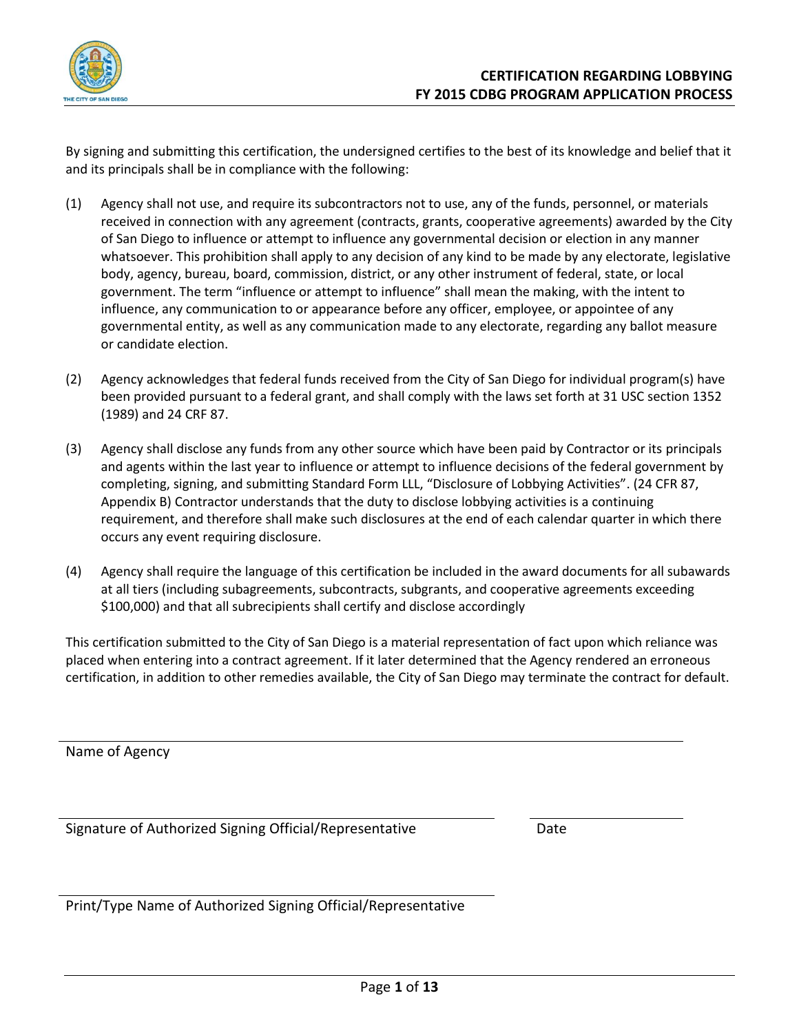# CERTIFICATION REGARDING LOBBYING
## FY 2015 CDBG PROGRAM APPLICATION PROCESS

By signing and submitting this certification, the undersigned certifies to the best of its knowledge and belief that it and its principals shall be in compliance with the following:

(1) Agency shall not use, and require its subcontractors not to use, any of the funds, personnel, or materials received in connection with any agreement (contracts, grants, cooperative agreements) awarded by the City of San Diego to influence or attempt to influence any governmental decision or election in any manner whatsoever. This prohibition shall apply to any decision of any kind to be made by any electorate, legislative body, agency, bureau, board, commission, district, or any other instrument of federal, state, or local government. The term "influence or attempt to influence" shall mean the making, with the intent to influence, any communication to or appearance before any officer, employee, or appointee of any governmental entity, as well as any communication made to any electorate, regarding any ballot measure or candidate election.

(2) Agency acknowledges that federal funds received from the City of San Diego for individual program(s) have been provided pursuant to a federal grant, and shall comply with the laws set forth at 31 USC section 1352 (1989) and 24 CRF 87.

(3) Agency shall disclose any funds from any other source which have been paid by Contractor or its principals and agents within the last year to influence or attempt to influence decisions of the federal government by completing, signing, and submitting Standard Form LLL, "Disclosure of Lobbying Activities". (24 CFR 87, Appendix B) Contractor understands that the duty to disclose lobbying activities is a continuing requirement, and therefore shall make such disclosures at the end of each calendar quarter in which there occurs any event requiring disclosure.

(4) Agency shall require the language of this certification be included in the award documents for all subawards at all tiers (including subagreements, subcontracts, subgrants, and cooperative agreements exceeding $100,000) and that all subrecipients shall certify and disclose accordingly

This certification submitted to the City of San Diego is a material representation of fact upon which reliance was placed when entering into a contract agreement. If it later determined that the Agency rendered an erroneous certification, in addition to other remedies available, the City of San Diego may terminate the contract for default.

_______________________________________________
Name of Agency

_______________________________________________ _______________
Signature of Authorized Signing Official/Representative Date

_______________________________________________
Print/Type Name of Authorized Signing Official/Representative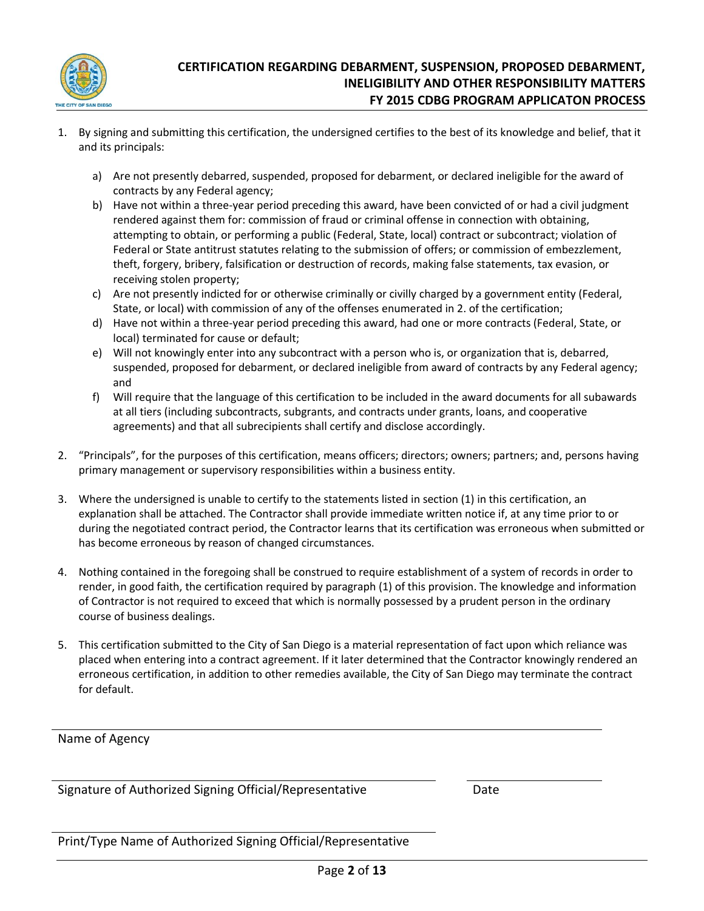# CERTIFICATION REGARDING DEBARMENT, SUSPENSION, PROPOSED DEBARMENT, INELIGIBILITY AND OTHER RESPONSIBILITY MATTERS FY 2015 CDBG PROGRAM APPLICATON PROCESS

1. By signing and submitting this certification, the undersigned certifies to the best of its knowledge and belief, that it and its principals:

   a) Are not presently debarred, suspended, proposed for debarment, or declared ineligible for the award of contracts by any Federal agency;

   b) Have not within a three-year period preceding this award, have been convicted of or had a civil judgment rendered against them for: commission of fraud or criminal offense in connection with obtaining, attempting to obtain, or performing a public (Federal, State, local) contract or subcontract; violation of Federal or State antitrust statutes relating to the submission of offers; or commission of embezzlement, theft, forgery, bribery, falsification or destruction of records, making false statements, tax evasion, or receiving stolen property;

   c) Are not presently indicted for or otherwise criminally or civilly charged by a government entity (Federal, State, or local) with commission of any of the offenses enumerated in 2. of the certification;

   d) Have not within a three-year period preceding this award, had one or more contracts (Federal, State, or local) terminated for cause or default;

   e) Will not knowingly enter into any subcontract with a person who is, or organization that is, debarred, suspended, proposed for debarment, or declared ineligible from award of contracts by any Federal agency; and

   f) Will require that the language of this certification to be included in the award documents for all subawards at all tiers (including subcontracts, subgrants, and contracts under grants, loans, and cooperative agreements) and that all subrecipients shall certify and disclose accordingly.

2. "Principals", for the purposes of this certification, means officers; directors; owners; partners; and, persons having primary management or supervisory responsibilities within a business entity.

3. Where the undersigned is unable to certify to the statements listed in section (1) in this certification, an explanation shall be attached. The Contractor shall provide immediate written notice if, at any time prior to or during the negotiated contract period, the Contractor learns that its certification was erroneous when submitted or has become erroneous by reason of changed circumstances.

4. Nothing contained in the foregoing shall be construed to require establishment of a system of records in order to render, in good faith, the certification required by paragraph (1) of this provision. The knowledge and information of Contractor is not required to exceed that which is normally possessed by a prudent person in the ordinary course of business dealings.

5. This certification submitted to the City of San Diego is a material representation of fact upon which reliance was placed when entering into a contract agreement. If it later determined that the Contractor knowingly rendered an erroneous certification, in addition to other remedies available, the City of San Diego may terminate the contract for default.

______________________________________________
Name of Agency

______________________________________________ ____________________
Signature of Authorized Signing Official/Representative Date

______________________________________________
Print/Type Name of Authorized Signing Official/Representative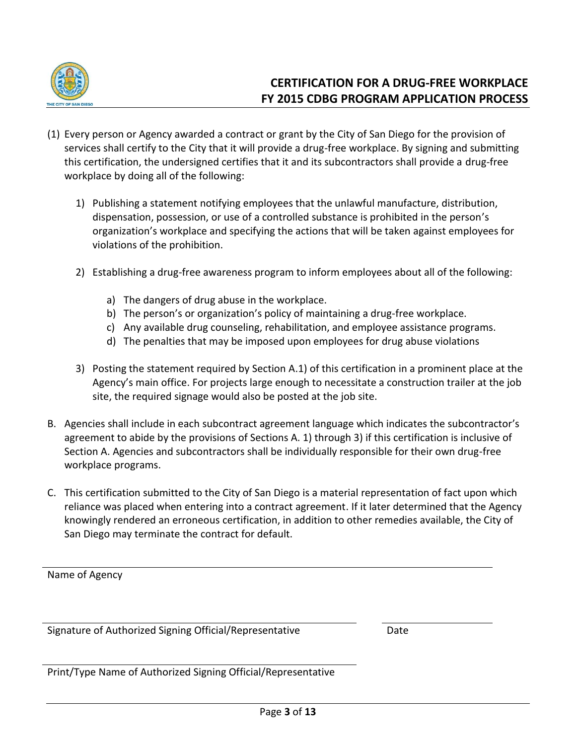# CERTIFICATION FOR A DRUG-FREE WORKPLACE
# FY 2015 CDBG PROGRAM APPLICATION PROCESS

(1) Every person or Agency awarded a contract or grant by the City of San Diego for the provision of services shall certify to the City that it will provide a drug-free workplace. By signing and submitting this certification, the undersigned certifies that it and its subcontractors shall provide a drug-free workplace by doing all of the following:

1) Publishing a statement notifying employees that the unlawful manufacture, distribution, dispensation, possession, or use of a controlled substance is prohibited in the person's organization's workplace and specifying the actions that will be taken against employees for violations of the prohibition.

2) Establishing a drug-free awareness program to inform employees about all of the following:

   a) The dangers of drug abuse in the workplace.
   b) The person's or organization's policy of maintaining a drug-free workplace.
   c) Any available drug counseling, rehabilitation, and employee assistance programs.
   d) The penalties that may be imposed upon employees for drug abuse violations

3) Posting the statement required by Section A.1) of this certification in a prominent place at the Agency's main office. For projects large enough to necessitate a construction trailer at the job site, the required signage would also be posted at the job site.

B. Agencies shall include in each subcontract agreement language which indicates the subcontractor's agreement to abide by the provisions of Sections A. 1) through 3) if this certification is inclusive of Section A. Agencies and subcontractors shall be individually responsible for their own drug-free workplace programs.

C. This certification submitted to the City of San Diego is a material representation of fact upon which reliance was placed when entering into a contract agreement. If it later determined that the Agency knowingly rendered an erroneous certification, in addition to other remedies available, the City of San Diego may terminate the contract for default.

______________________________________________
Name of Agency

______________________________________________ ____________________
Signature of Authorized Signing Official/Representative Date

______________________________________________
Print/Type Name of Authorized Signing Official/Representative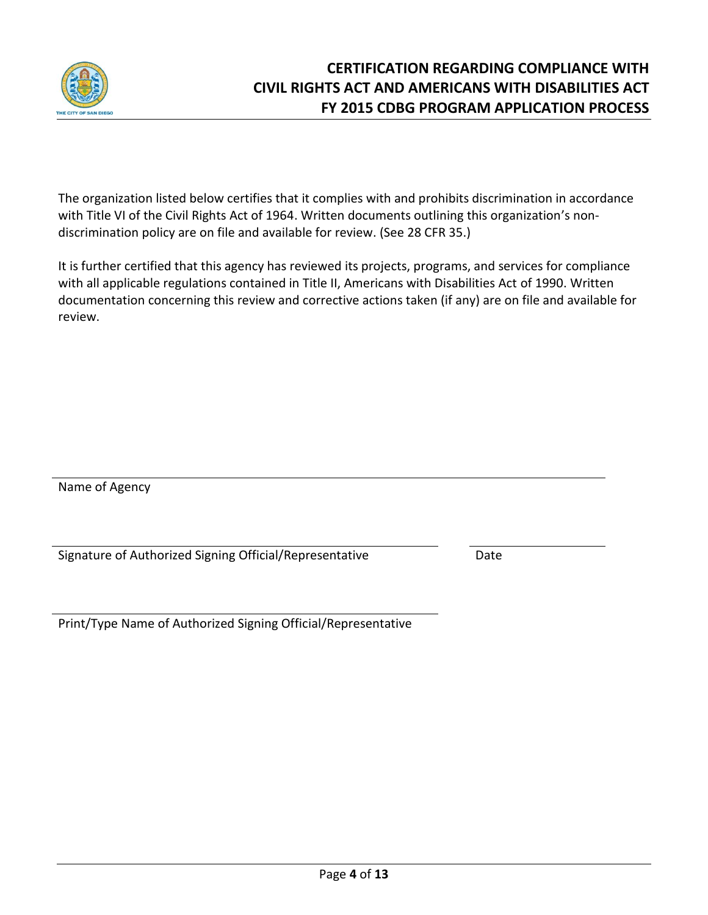# CERTIFICATION REGARDING COMPLIANCE WITH CIVIL RIGHTS ACT AND AMERICANS WITH DISABILITIES ACT FY 2015 CDBG PROGRAM APPLICATION PROCESS

The organization listed below certifies that it complies with and prohibits discrimination in accordance with Title VI of the Civil Rights Act of 1964. Written documents outlining this organization's non-discrimination policy are on file and available for review. (See 28 CFR 35.)

It is further certified that this agency has reviewed its projects, programs, and services for compliance with all applicable regulations contained in Title II, Americans with Disabilities Act of 1990. Written documentation concerning this review and corrective actions taken (if any) are on file and available for review.

\_\_\_\_\_\_\_\_\_\_\_\_\_\_\_\_\_\_\_\_\_\_\_\_\_\_\_\_\_\_\_\_\_\_\_\_\_\_\_\_\_\_\_\_\_\_\_\_\_\_\_\_\_\_\_\_\_\_\_\_\_\_\_\_
Name of Agency

\_\_\_\_\_\_\_\_\_\_\_\_\_\_\_\_\_\_\_\_\_\_\_\_\_\_\_\_\_\_\_\_\_\_\_\_\_\_\_\_\_\_\_\_\_ \_\_\_\_\_\_\_\_\_\_\_\_\_\_\_
Signature of Authorized Signing Official/Representative Date

\_\_\_\_\_\_\_\_\_\_\_\_\_\_\_\_\_\_\_\_\_\_\_\_\_\_\_\_\_\_\_\_\_\_\_\_\_\_\_\_\_\_\_\_\_
Print/Type Name of Authorized Signing Official/Representative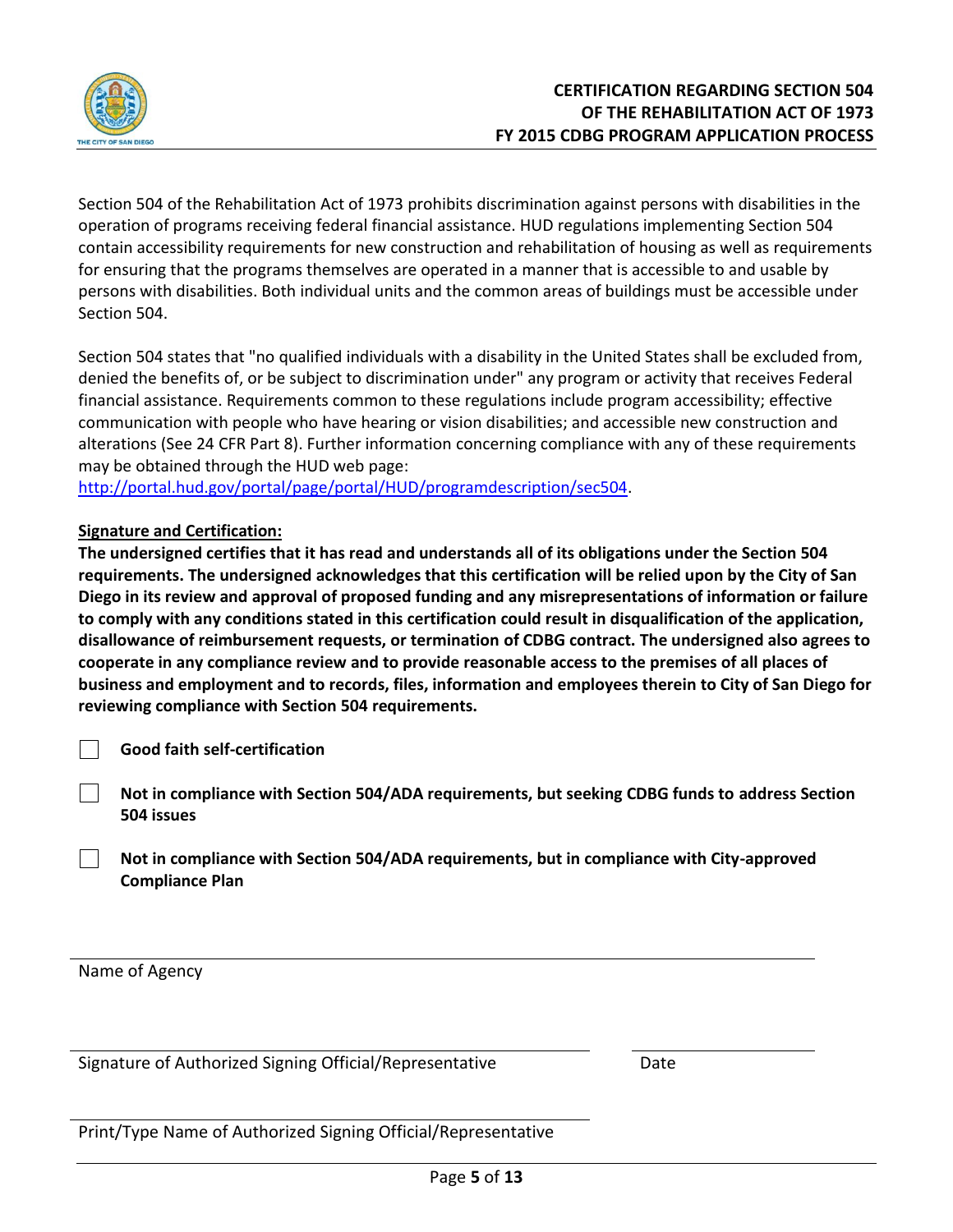# CERTIFICATION REGARDING SECTION 504 OF THE REHABILITATION ACT OF 1973
## FY 2015 CDBG PROGRAM APPLICATION PROCESS

Section 504 of the Rehabilitation Act of 1973 prohibits discrimination against persons with disabilities in the operation of programs receiving federal financial assistance. HUD regulations implementing Section 504 contain accessibility requirements for new construction and rehabilitation of housing as well as requirements for ensuring that the programs themselves are operated in a manner that is accessible to and usable by persons with disabilities. Both individual units and the common areas of buildings must be accessible under Section 504.

Section 504 states that "no qualified individuals with a disability in the United States shall be excluded from, denied the benefits of, or be subject to discrimination under" any program or activity that receives Federal financial assistance. Requirements common to these regulations include program accessibility; effective communication with people who have hearing or vision disabilities; and accessible new construction and alterations (See 24 CFR Part 8). Further information concerning compliance with any of these requirements may be obtained through the HUD web page: [http://portal.hud.gov/portal/page/portal/HUD/programdescription/sec504](http://portal.hud.gov/portal/page/portal/HUD/programdescription/sec504).

**Signature and Certification:**

**The undersigned certifies that it has read and understands all of its obligations under the Section 504 requirements. The undersigned acknowledges that this certification will be relied upon by the City of San Diego in its review and approval of proposed funding and any misrepresentations of information or failure to comply with any conditions stated in this certification could result in disqualification of the application, disallowance of reimbursement requests, or termination of CDBG contract. The undersigned also agrees to cooperate in any compliance review and to provide reasonable access to the premises of all places of business and employment and to records, files, information and employees therein to City of San Diego for reviewing compliance with Section 504 requirements.**

- ☐ **Good faith self-certification**
- ☐ **Not in compliance with Section 504/ADA requirements, but seeking CDBG funds to address Section 504 issues**
- ☐ **Not in compliance with Section 504/ADA requirements, but in compliance with City-approved Compliance Plan**

______________________________________________
Name of Agency

______________________________________________ ____________________
Signature of Authorized Signing Official/Representative Date

______________________________________________
Print/Type Name of Authorized Signing Official/Representative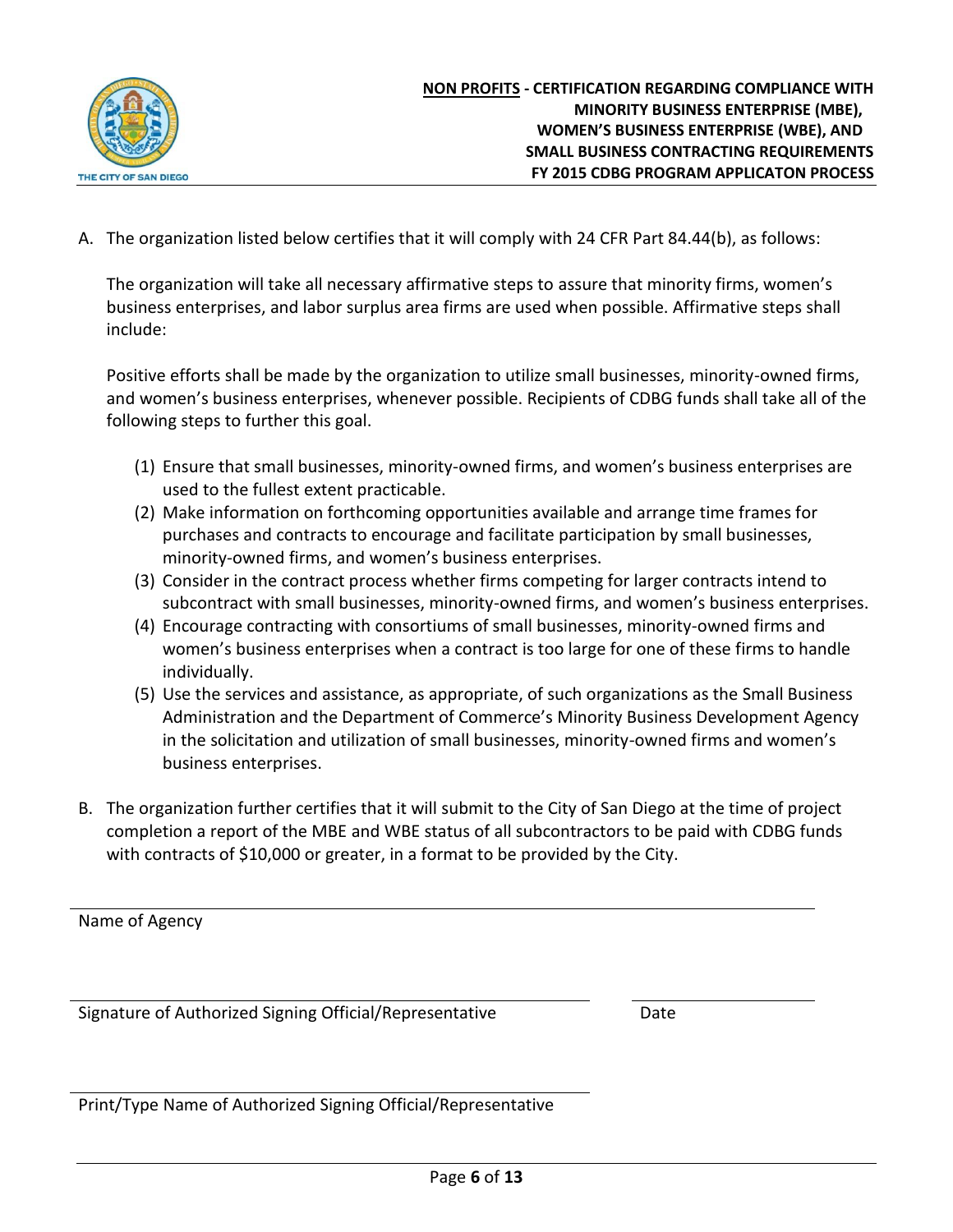**<u>NON PROFITS</u> - CERTIFICATION REGARDING COMPLIANCE WITH MINORITY BUSINESS ENTERPRISE (MBE), WOMEN'S BUSINESS ENTERPRISE (WBE), AND SMALL BUSINESS CONTRACTING REQUIREMENTS FY 2015 CDBG PROGRAM APPLICATON PROCESS**

A. The organization listed below certifies that it will comply with 24 CFR Part 84.44(b), as follows:

   The organization will take all necessary affirmative steps to assure that minority firms, women's business enterprises, and labor surplus area firms are used when possible. Affirmative steps shall include:

   Positive efforts shall be made by the organization to utilize small businesses, minority-owned firms, and women's business enterprises, whenever possible. Recipients of CDBG funds shall take all of the following steps to further this goal.

   (1) Ensure that small businesses, minority-owned firms, and women's business enterprises are used to the fullest extent practicable.
   (2) Make information on forthcoming opportunities available and arrange time frames for purchases and contracts to encourage and facilitate participation by small businesses, minority-owned firms, and women's business enterprises.
   (3) Consider in the contract process whether firms competing for larger contracts intend to subcontract with small businesses, minority-owned firms, and women's business enterprises.
   (4) Encourage contracting with consortiums of small businesses, minority-owned firms and women's business enterprises when a contract is too large for one of these firms to handle individually.
   (5) Use the services and assistance, as appropriate, of such organizations as the Small Business Administration and the Department of Commerce's Minority Business Development Agency in the solicitation and utilization of small businesses, minority-owned firms and women's business enterprises.

B. The organization further certifies that it will submit to the City of San Diego at the time of project completion a report of the MBE and WBE status of all subcontractors to be paid with CDBG funds with contracts of $10,000 or greater, in a format to be provided by the City.

\_\_\_\_\_\_\_\_\_\_\_\_\_\_\_\_\_\_\_\_\_\_\_\_\_\_\_\_\_\_\_\_\_\_\_\_\_\_\_\_\_\_\_\_\_\_\_\_\_\_\_\_\_\_\_\_\_\_\_\_
Name of Agency

\_\_\_\_\_\_\_\_\_\_\_\_\_\_\_\_\_\_\_\_\_\_\_\_\_\_\_\_\_\_\_\_\_\_\_\_\_\_\_\_\_\_\_\_\_\_ \_\_\_\_\_\_\_\_\_\_\_\_\_\_\_\_
Signature of Authorized Signing Official/Representative Date

\_\_\_\_\_\_\_\_\_\_\_\_\_\_\_\_\_\_\_\_\_\_\_\_\_\_\_\_\_\_\_\_\_\_\_\_\_\_\_\_\_\_\_\_\_\_
Print/Type Name of Authorized Signing Official/Representative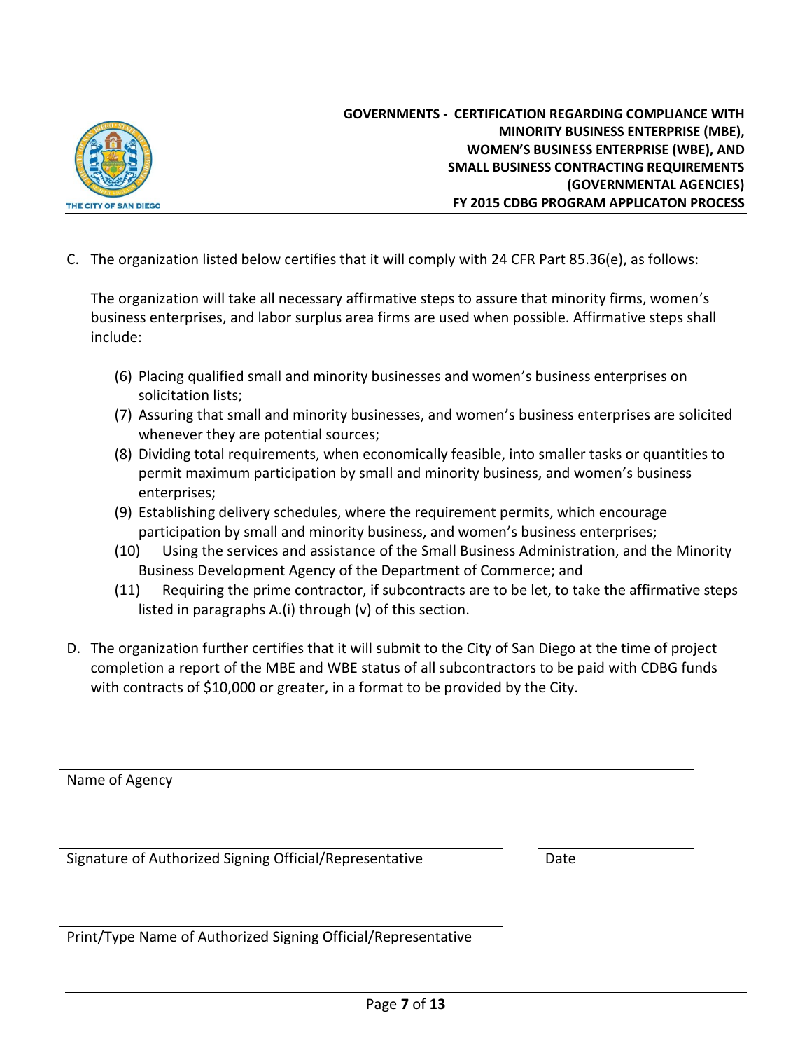**GOVERNMENTS - CERTIFICATION REGARDING COMPLIANCE WITH MINORITY BUSINESS ENTERPRISE (MBE), WOMEN'S BUSINESS ENTERPRISE (WBE), AND SMALL BUSINESS CONTRACTING REQUIREMENTS (GOVERNMENTAL AGENCIES) FY 2015 CDBG PROGRAM APPLICATON PROCESS**

C. The organization listed below certifies that it will comply with 24 CFR Part 85.36(e), as follows:

   The organization will take all necessary affirmative steps to assure that minority firms, women's business enterprises, and labor surplus area firms are used when possible. Affirmative steps shall include:

   (6) Placing qualified small and minority businesses and women's business enterprises on solicitation lists;
   (7) Assuring that small and minority businesses, and women's business enterprises are solicited whenever they are potential sources;
   (8) Dividing total requirements, when economically feasible, into smaller tasks or quantities to permit maximum participation by small and minority business, and women's business enterprises;
   (9) Establishing delivery schedules, where the requirement permits, which encourage participation by small and minority business, and women's business enterprises;
   (10) Using the services and assistance of the Small Business Administration, and the Minority Business Development Agency of the Department of Commerce; and
   (11) Requiring the prime contractor, if subcontracts are to be let, to take the affirmative steps listed in paragraphs A.(i) through (v) of this section.

D. The organization further certifies that it will submit to the City of San Diego at the time of project completion a report of the MBE and WBE status of all subcontractors to be paid with CDBG funds with contracts of $10,000 or greater, in a format to be provided by the City.

______________________________
Name of Agency

______________________________ ______________
Signature of Authorized Signing Official/Representative Date

______________________________
Print/Type Name of Authorized Signing Official/Representative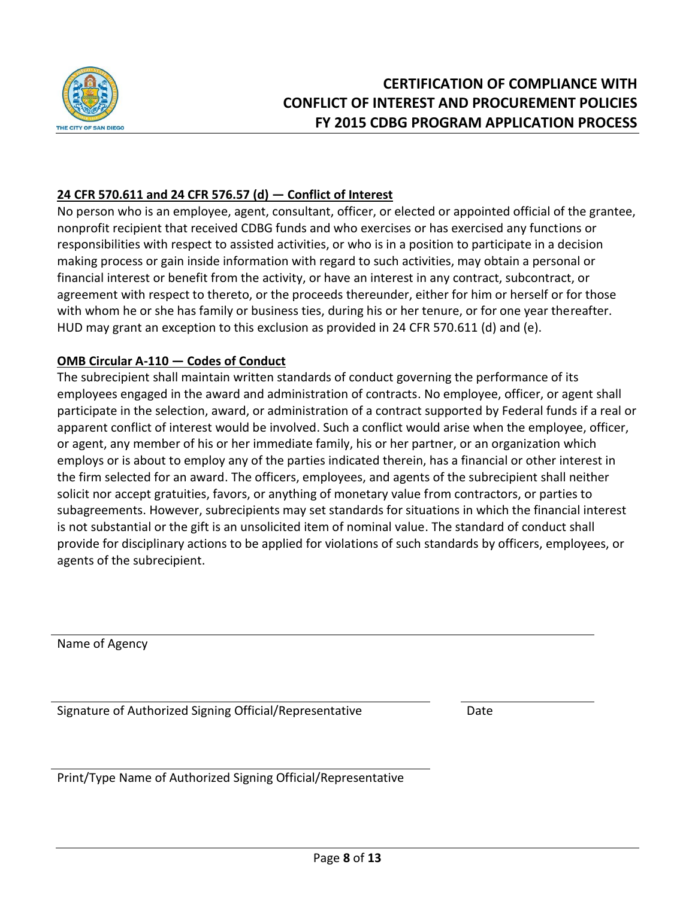# CERTIFICATION OF COMPLIANCE WITH CONFLICT OF INTEREST AND PROCUREMENT POLICIES FY 2015 CDBG PROGRAM APPLICATION PROCESS

**24 CFR 570.611 and 24 CFR 576.57 (d) — Conflict of Interest**

No person who is an employee, agent, consultant, officer, or elected or appointed official of the grantee, nonprofit recipient that received CDBG funds and who exercises or has exercised any functions or responsibilities with respect to assisted activities, or who is in a position to participate in a decision making process or gain inside information with regard to such activities, may obtain a personal or financial interest or benefit from the activity, or have an interest in any contract, subcontract, or agreement with respect to thereto, or the proceeds thereunder, either for him or herself or for those with whom he or she has family or business ties, during his or her tenure, or for one year thereafter. HUD may grant an exception to this exclusion as provided in 24 CFR 570.611 (d) and (e).

**OMB Circular A-110 — Codes of Conduct**

The subrecipient shall maintain written standards of conduct governing the performance of its employees engaged in the award and administration of contracts. No employee, officer, or agent shall participate in the selection, award, or administration of a contract supported by Federal funds if a real or apparent conflict of interest would be involved. Such a conflict would arise when the employee, officer, or agent, any member of his or her immediate family, his or her partner, or an organization which employs or is about to employ any of the parties indicated therein, has a financial or other interest in the firm selected for an award. The officers, employees, and agents of the subrecipient shall neither solicit nor accept gratuities, favors, or anything of monetary value from contractors, or parties to subagreements. However, subrecipients may set standards for situations in which the financial interest is not substantial or the gift is an unsolicited item of nominal value. The standard of conduct shall provide for disciplinary actions to be applied for violations of such standards by officers, employees, or agents of the subrecipient.

\_\_\_\_\_\_\_\_\_\_\_\_\_\_\_\_\_\_\_\_\_\_\_\_\_\_\_\_\_\_\_\_\_\_\_\_\_\_\_\_\_\_\_\_\_\_\_\_\_\_\_\_\_\_\_\_\_\_\_\_\_\_\_\_\_\_\_\_\_\_\_\_\_\_\_\_

Name of Agency

\_\_\_\_\_\_\_\_\_\_\_\_\_\_\_\_\_\_\_\_\_\_\_\_\_\_\_\_\_\_\_\_\_\_\_\_\_\_\_\_\_\_\_\_\_\_\_\_\_\_\_\_ \_\_\_\_\_\_\_\_\_\_\_\_\_\_\_\_\_\_

Signature of Authorized Signing Official/Representative Date

\_\_\_\_\_\_\_\_\_\_\_\_\_\_\_\_\_\_\_\_\_\_\_\_\_\_\_\_\_\_\_\_\_\_\_\_\_\_\_\_\_\_\_\_\_\_\_\_\_\_\_\_

Print/Type Name of Authorized Signing Official/Representative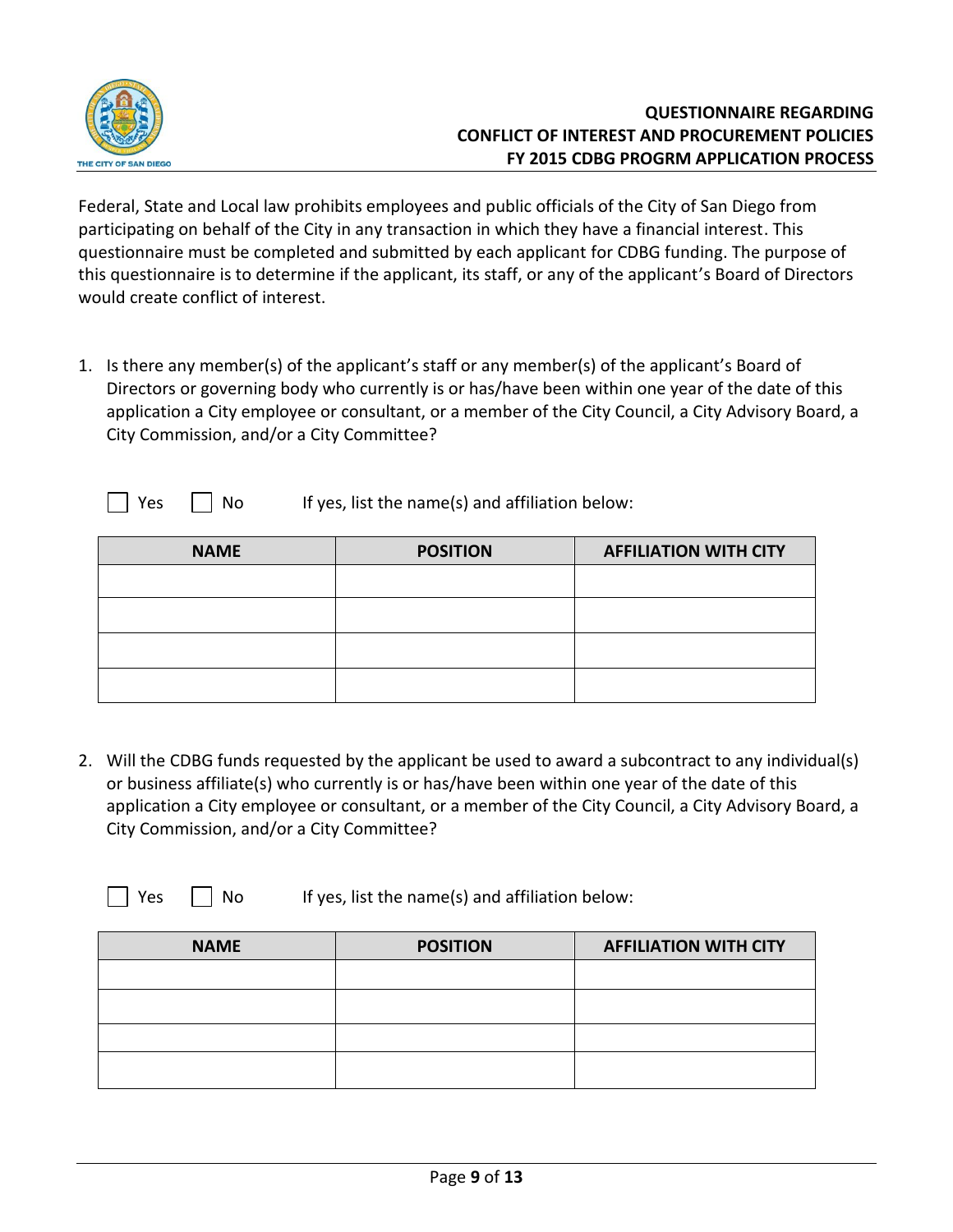# QUESTIONNAIRE REGARDING CONFLICT OF INTEREST AND PROCUREMENT POLICIES FY 2015 CDBG PROGRM APPLICATION PROCESS

Federal, State and Local law prohibits employees and public officials of the City of San Diego from participating on behalf of the City in any transaction in which they have a financial interest. This questionnaire must be completed and submitted by each applicant for CDBG funding. The purpose of this questionnaire is to determine if the applicant, its staff, or any of the applicant's Board of Directors would create conflict of interest.

1. Is there any member(s) of the applicant's staff or any member(s) of the applicant's Board of Directors or governing body who currently is or has/have been within one year of the date of this application a City employee or consultant, or a member of the City Council, a City Advisory Board, a City Commission, and/or a City Committee?

☐ Yes ☐ No If yes, list the name(s) and affiliation below:

| NAME | POSITION | AFFILIATION WITH CITY |
|---|---|---|
| | | |
| | | |
| | | |
| | | |

2. Will the CDBG funds requested by the applicant be used to award a subcontract to any individual(s) or business affiliate(s) who currently is or has/have been within one year of the date of this application a City employee or consultant, or a member of the City Council, a City Advisory Board, a City Commission, and/or a City Committee?

☐ Yes ☐ No If yes, list the name(s) and affiliation below:

| NAME | POSITION | AFFILIATION WITH CITY |
|---|---|---|
| | | |
| | | |
| | | |
| | | |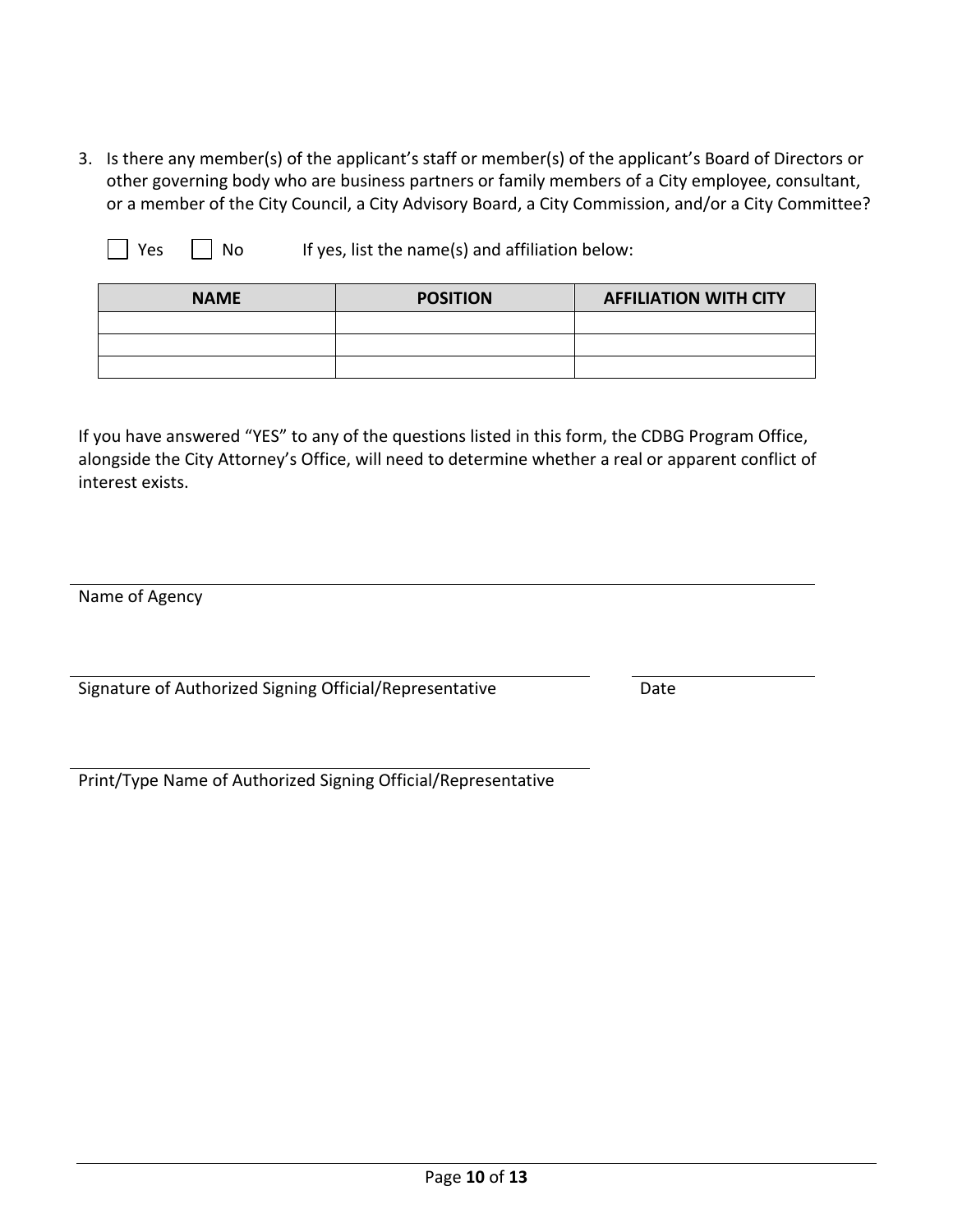3. Is there any member(s) of the applicant's staff or member(s) of the applicant's Board of Directors or other governing body who are business partners or family members of a City employee, consultant, or a member of the City Council, a City Advisory Board, a City Commission, and/or a City Committee?

☐ Yes ☐ No If yes, list the name(s) and affiliation below:

| NAME | POSITION | AFFILIATION WITH CITY |
| --- | --- | --- |
| | | |
| | | |
| | | |

If you have answered "YES" to any of the questions listed in this form, the CDBG Program Office, alongside the City Attorney's Office, will need to determine whether a real or apparent conflict of interest exists.

\_\_\_\_\_\_\_\_\_\_\_\_\_\_\_\_\_\_\_\_\_\_\_\_\_\_\_\_\_\_\_\_\_\_\_\_\_\_\_\_\_\_\_\_\_\_\_\_\_\_\_\_\_\_\_\_\_\_\_\_\_\_\_\_\_\_\_\_\_\_\_\_\_\_\_\_\_\_

Name of Agency

\_\_\_\_\_\_\_\_\_\_\_\_\_\_\_\_\_\_\_\_\_\_\_\_\_\_\_\_\_\_\_\_\_\_\_\_\_\_\_\_\_\_\_\_\_\_\_\_\_\_\_\_\_\_\_\_ \_\_\_\_\_\_\_\_\_\_\_\_\_\_\_\_\_\_

Signature of Authorized Signing Official/Representative Date

\_\_\_\_\_\_\_\_\_\_\_\_\_\_\_\_\_\_\_\_\_\_\_\_\_\_\_\_\_\_\_\_\_\_\_\_\_\_\_\_\_\_\_\_\_\_\_\_\_\_\_\_\_\_\_\_

Print/Type Name of Authorized Signing Official/Representative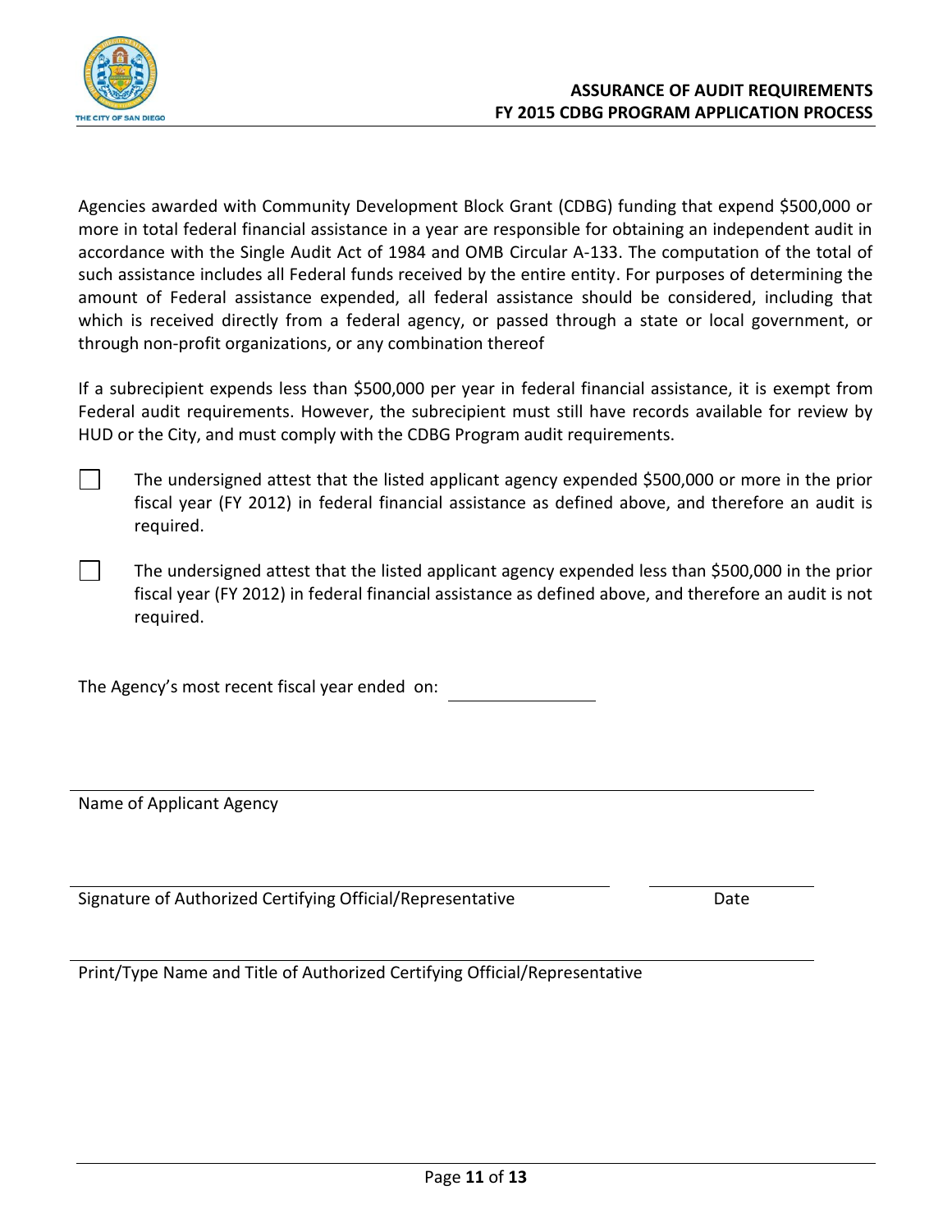# ASSURANCE OF AUDIT REQUIREMENTS
# FY 2015 CDBG PROGRAM APPLICATION PROCESS

Agencies awarded with Community Development Block Grant (CDBG) funding that expend $500,000 or more in total federal financial assistance in a year are responsible for obtaining an independent audit in accordance with the Single Audit Act of 1984 and OMB Circular A-133. The computation of the total of such assistance includes all Federal funds received by the entire entity. For purposes of determining the amount of Federal assistance expended, all federal assistance should be considered, including that which is received directly from a federal agency, or passed through a state or local government, or through non-profit organizations, or any combination thereof

If a subrecipient expends less than $500,000 per year in federal financial assistance, it is exempt from Federal audit requirements. However, the subrecipient must still have records available for review by HUD or the City, and must comply with the CDBG Program audit requirements.

☐ The undersigned attest that the listed applicant agency expended $500,000 or more in the prior fiscal year (FY 2012) in federal financial assistance as defined above, and therefore an audit is required.

☐ The undersigned attest that the listed applicant agency expended less than $500,000 in the prior fiscal year (FY 2012) in federal financial assistance as defined above, and therefore an audit is not required.

The Agency's most recent fiscal year ended on: ________________

______________________________________________________________

Name of Applicant Agency

______________________________________________________________ ________________

Signature of Authorized Certifying Official/Representative Date

______________________________________________________________

Print/Type Name and Title of Authorized Certifying Official/Representative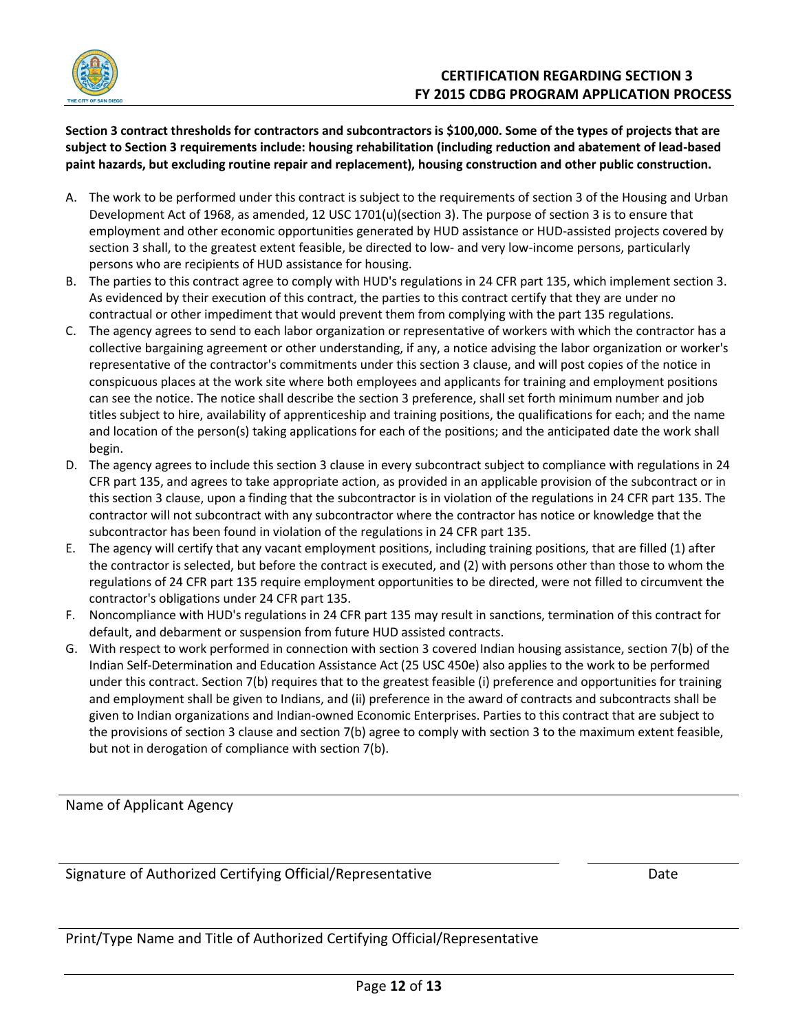# CERTIFICATION REGARDING SECTION 3
## FY 2015 CDBG PROGRAM APPLICATION PROCESS

**Section 3 contract thresholds for contractors and subcontractors is $100,000. Some of the types of projects that are subject to Section 3 requirements include: housing rehabilitation (including reduction and abatement of lead-based paint hazards, but excluding routine repair and replacement), housing construction and other public construction.**

A. The work to be performed under this contract is subject to the requirements of section 3 of the Housing and Urban Development Act of 1968, as amended, 12 USC 1701(u)(section 3). The purpose of section 3 is to ensure that employment and other economic opportunities generated by HUD assistance or HUD-assisted projects covered by section 3 shall, to the greatest extent feasible, be directed to low- and very low-income persons, particularly persons who are recipients of HUD assistance for housing.
B. The parties to this contract agree to comply with HUD's regulations in 24 CFR part 135, which implement section 3. As evidenced by their execution of this contract, the parties to this contract certify that they are under no contractual or other impediment that would prevent them from complying with the part 135 regulations.
C. The agency agrees to send to each labor organization or representative of workers with which the contractor has a collective bargaining agreement or other understanding, if any, a notice advising the labor organization or worker's representative of the contractor's commitments under this section 3 clause, and will post copies of the notice in conspicuous places at the work site where both employees and applicants for training and employment positions can see the notice. The notice shall describe the section 3 preference, shall set forth minimum number and job titles subject to hire, availability of apprenticeship and training positions, the qualifications for each; and the name and location of the person(s) taking applications for each of the positions; and the anticipated date the work shall begin.
D. The agency agrees to include this section 3 clause in every subcontract subject to compliance with regulations in 24 CFR part 135, and agrees to take appropriate action, as provided in an applicable provision of the subcontract or in this section 3 clause, upon a finding that the subcontractor is in violation of the regulations in 24 CFR part 135. The contractor will not subcontract with any subcontractor where the contractor has notice or knowledge that the subcontractor has been found in violation of the regulations in 24 CFR part 135.
E. The agency will certify that any vacant employment positions, including training positions, that are filled (1) after the contractor is selected, but before the contract is executed, and (2) with persons other than those to whom the regulations of 24 CFR part 135 require employment opportunities to be directed, were not filled to circumvent the contractor's obligations under 24 CFR part 135.
F. Noncompliance with HUD's regulations in 24 CFR part 135 may result in sanctions, termination of this contract for default, and debarment or suspension from future HUD assisted contracts.
G. With respect to work performed in connection with section 3 covered Indian housing assistance, section 7(b) of the Indian Self-Determination and Education Assistance Act (25 USC 450e) also applies to the work to be performed under this contract. Section 7(b) requires that to the greatest feasible (i) preference and opportunities for training and employment shall be given to Indians, and (ii) preference in the award of contracts and subcontracts shall be given to Indian organizations and Indian-owned Economic Enterprises. Parties to this contract that are subject to the provisions of section 3 clause and section 7(b) agree to comply with section 3 to the maximum extent feasible, but not in derogation of compliance with section 7(b).

______________________________________________
Name of Applicant Agency

______________________________________________ ______________
Signature of Authorized Certifying Official/Representative Date

______________________________________________
Print/Type Name and Title of Authorized Certifying Official/Representative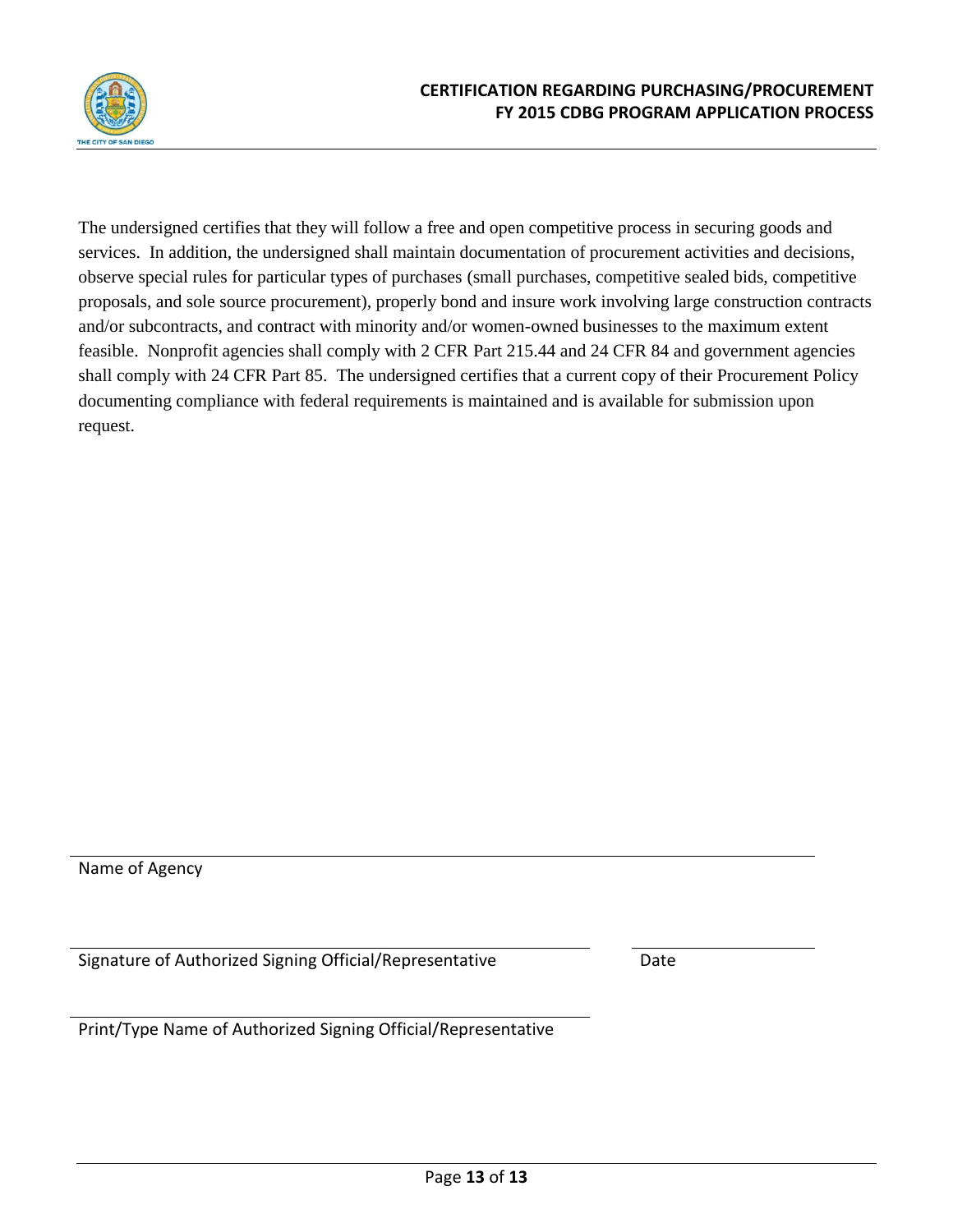# CERTIFICATION REGARDING PURCHASING/PROCUREMENT
# FY 2015 CDBG PROGRAM APPLICATION PROCESS

The undersigned certifies that they will follow a free and open competitive process in securing goods and services. In addition, the undersigned shall maintain documentation of procurement activities and decisions, observe special rules for particular types of purchases (small purchases, competitive sealed bids, competitive proposals, and sole source procurement), properly bond and insure work involving large construction contracts and/or subcontracts, and contract with minority and/or women-owned businesses to the maximum extent feasible. Nonprofit agencies shall comply with 2 CFR Part 215.44 and 24 CFR 84 and government agencies shall comply with 24 CFR Part 85. The undersigned certifies that a current copy of their Procurement Policy documenting compliance with federal requirements is maintained and is available for submission upon request.

______________________________________________
Name of Agency

______________________________________________ ____________________
Signature of Authorized Signing Official/Representative Date

______________________________________________
Print/Type Name of Authorized Signing Official/Representative